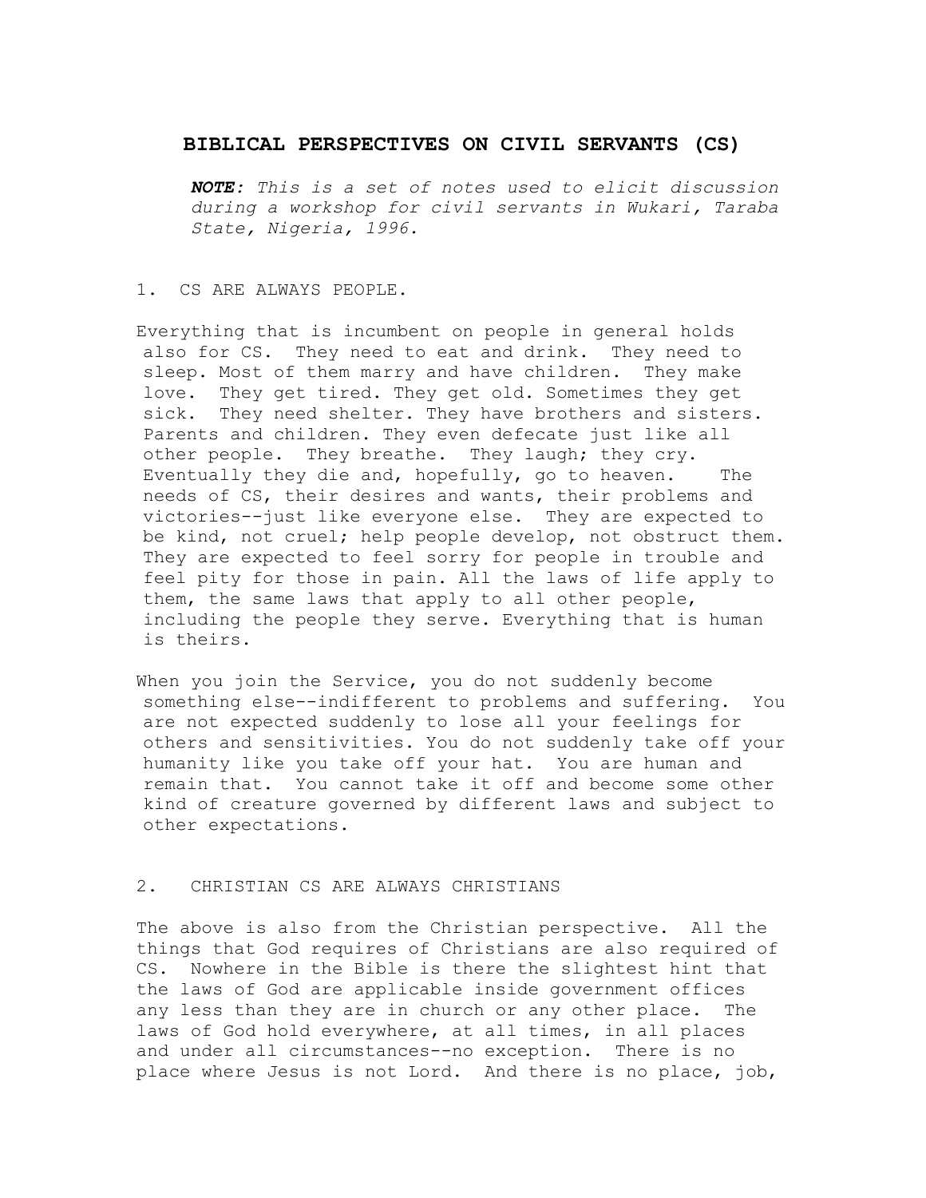# BIBLICAL PERSPECTIVES ON CIVIL SERVANTS (CS)

***NOTE****: This is a set of notes used to elicit discussion during a workshop for civil servants in Wukari, Taraba State, Nigeria, 1996.*

## 1. CS ARE ALWAYS PEOPLE.

Everything that is incumbent on people in general holds also for CS. They need to eat and drink. They need to sleep. Most of them marry and have children. They make love. They get tired. They get old. Sometimes they get sick. They need shelter. They have brothers and sisters. Parents and children. They even defecate just like all other people. They breathe. They laugh; they cry. Eventually they die and, hopefully, go to heaven. The needs of CS, their desires and wants, their problems and victories--just like everyone else. They are expected to be kind, not cruel; help people develop, not obstruct them. They are expected to feel sorry for people in trouble and feel pity for those in pain. All the laws of life apply to them, the same laws that apply to all other people, including the people they serve. Everything that is human is theirs.

When you join the Service, you do not suddenly become something else--indifferent to problems and suffering. You are not expected suddenly to lose all your feelings for others and sensitivities. You do not suddenly take off your humanity like you take off your hat. You are human and remain that. You cannot take it off and become some other kind of creature governed by different laws and subject to other expectations.

## 2. CHRISTIAN CS ARE ALWAYS CHRISTIANS

The above is also from the Christian perspective. All the things that God requires of Christians are also required of CS. Nowhere in the Bible is there the slightest hint that the laws of God are applicable inside government offices any less than they are in church or any other place. The laws of God hold everywhere, at all times, in all places and under all circumstances--no exception. There is no place where Jesus is not Lord. And there is no place, job,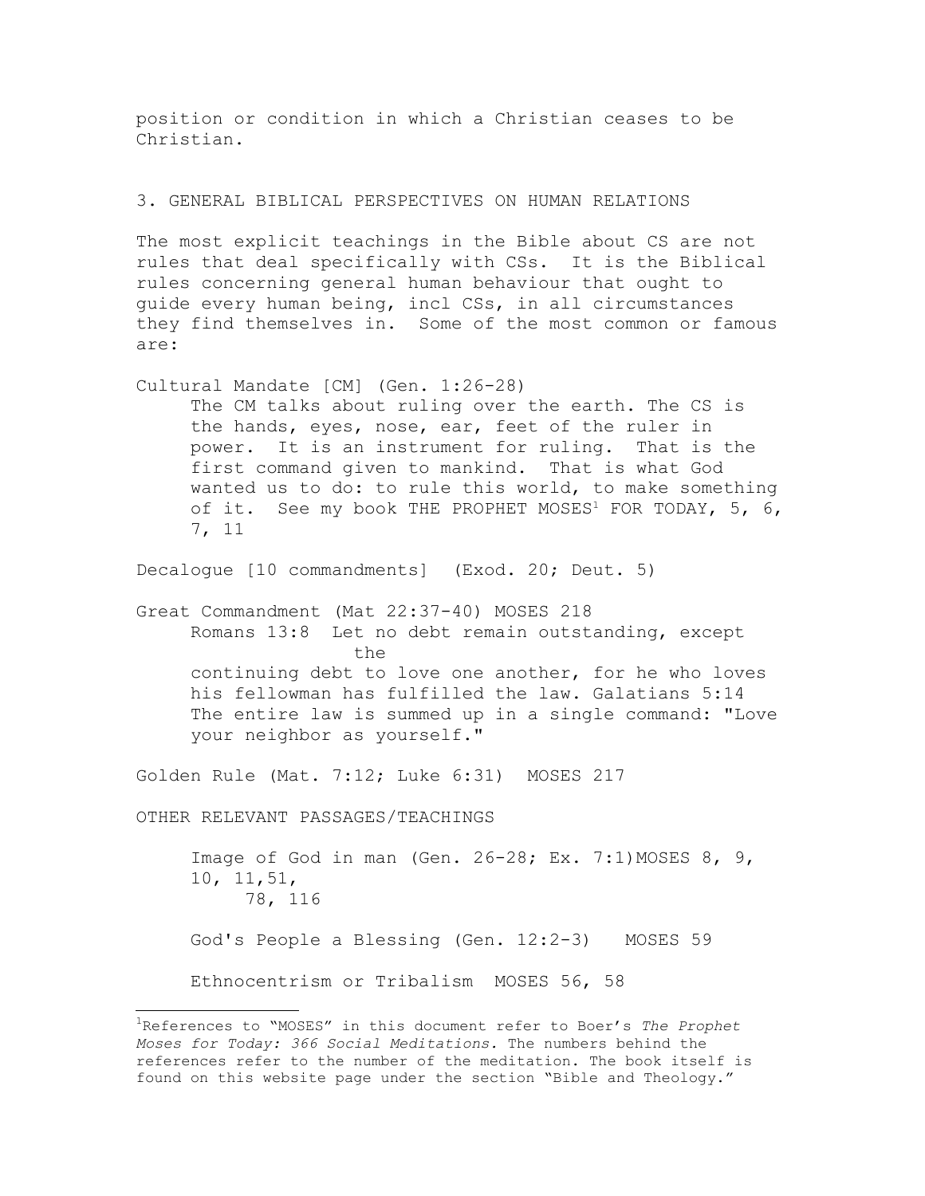position or condition in which a Christian ceases to be Christian.

## 3. GENERAL BIBLICAL PERSPECTIVES ON HUMAN RELATIONS

The most explicit teachings in the Bible about CS are not rules that deal specifically with CSs. It is the Biblical rules concerning general human behaviour that ought to guide every human being, incl CSs, in all circumstances they find themselves in. Some of the most common or famous are:

Cultural Mandate [CM] (Gen. 1:26-28)

The CM talks about ruling over the earth. The CS is the hands, eyes, nose, ear, feet of the ruler in power. It is an instrument for ruling. That is the first command given to mankind. That is what God wanted us to do: to rule this world, to make something of it. See my book THE PROPHET MOSES[1] FOR TODAY, 5, 6, 7, 11

Decalogue [10 commandments] (Exod. 20; Deut. 5)

Great Commandment (Mat 22:37-40) MOSES 218

Romans 13:8 Let no debt remain outstanding, except the continuing debt to love one another, for he who loves his fellowman has fulfilled the law. Galatians 5:14 The entire law is summed up in a single command: "Love your neighbor as yourself."

Golden Rule (Mat. 7:12; Luke 6:31) MOSES 217

OTHER RELEVANT PASSAGES/TEACHINGS

Image of God in man (Gen. 26-28; Ex. 7:1)MOSES 8, 9, 10, 11,51, 78, 116

God's People a Blessing (Gen. 12:2-3) MOSES 59

Ethnocentrism or Tribalism MOSES 56, 58

---

[1]References to "MOSES" in this document refer to Boer's *The Prophet Moses for Today: 366 Social Meditations.* The numbers behind the references refer to the number of the meditation. The book itself is found on this website page under the section "Bible and Theology."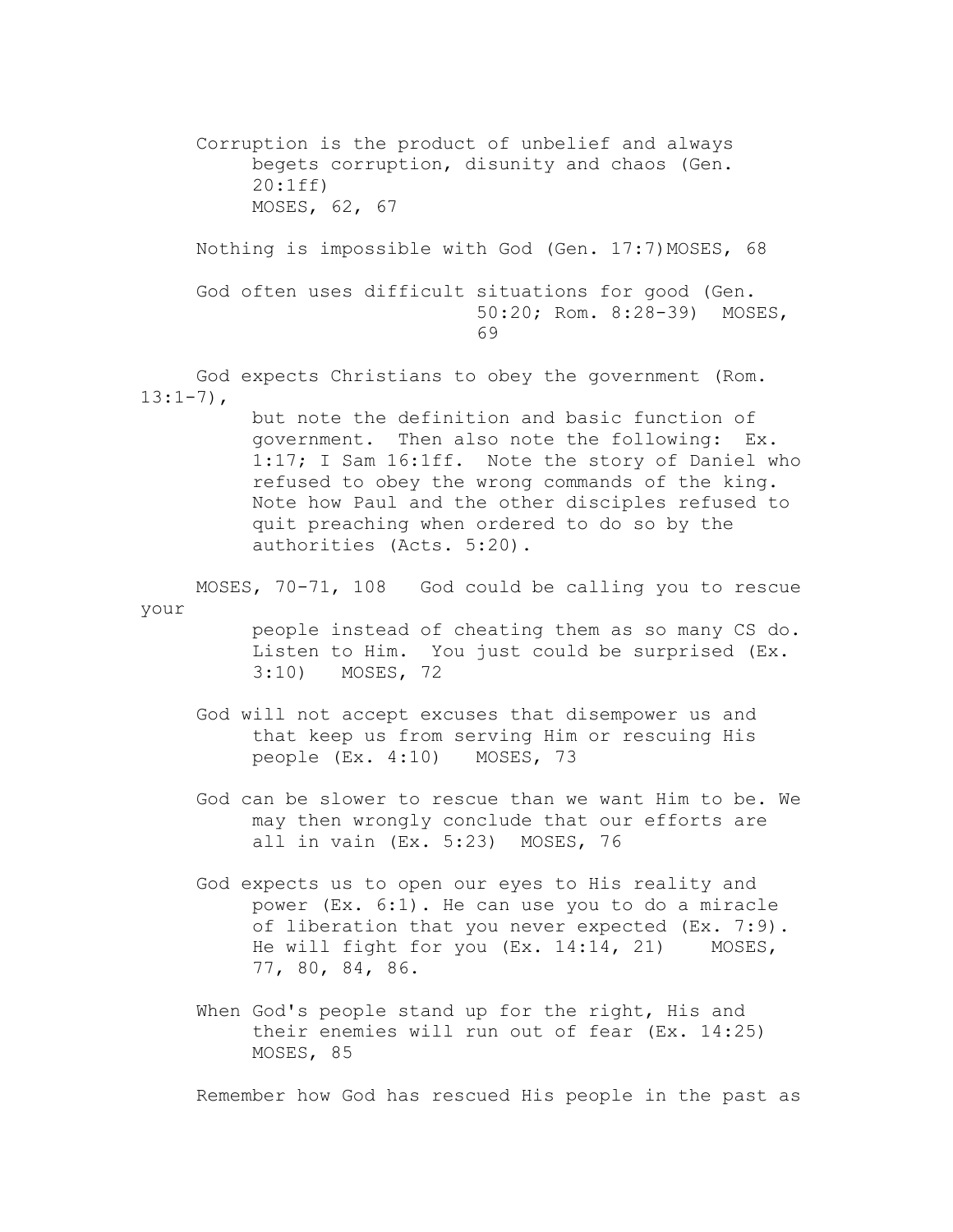Corruption is the product of unbelief and always begets corruption, disunity and chaos (Gen. 20:1ff)
MOSES, 62, 67

Nothing is impossible with God (Gen. 17:7) MOSES, 68

God often uses difficult situations for good (Gen. 50:20; Rom. 8:28-39) MOSES, 69

God expects Christians to obey the government (Rom. 13:1-7), but note the definition and basic function of government. Then also note the following: Ex. 1:17; I Sam 16:1ff. Note the story of Daniel who refused to obey the wrong commands of the king. Note how Paul and the other disciples refused to quit preaching when ordered to do so by the authorities (Acts. 5:20).

MOSES, 70-71, 108 God could be calling you to rescue your people instead of cheating them as so many CS do. Listen to Him. You just could be surprised (Ex. 3:10) MOSES, 72

God will not accept excuses that disempower us and that keep us from serving Him or rescuing His people (Ex. 4:10) MOSES, 73

God can be slower to rescue than we want Him to be. We may then wrongly conclude that our efforts are all in vain (Ex. 5:23) MOSES, 76

God expects us to open our eyes to His reality and power (Ex. 6:1). He can use you to do a miracle of liberation that you never expected (Ex. 7:9). He will fight for you (Ex. 14:14, 21) MOSES, 77, 80, 84, 86.

When God's people stand up for the right, His and their enemies will run out of fear (Ex. 14:25) MOSES, 85

Remember how God has rescued His people in the past as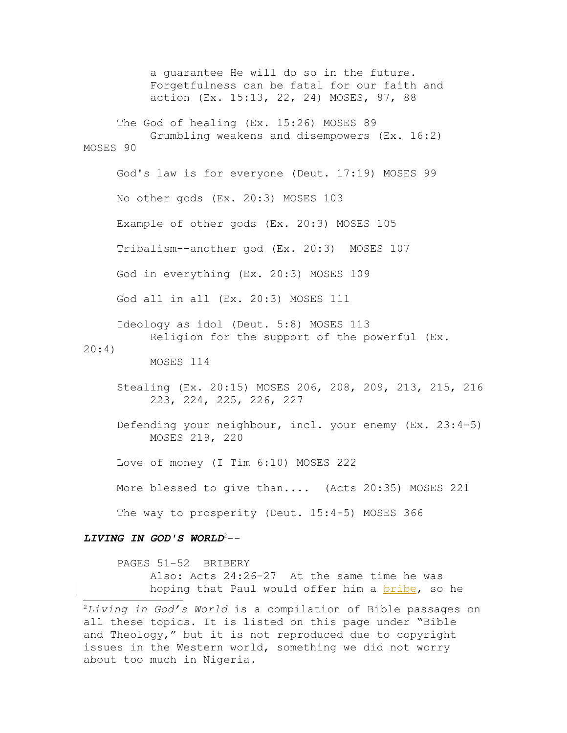a guarantee He will do so in the future. Forgetfulness can be fatal for our faith and action (Ex. 15:13, 22, 24) MOSES, 87, 88

The God of healing (Ex. 15:26) MOSES 89
Grumbling weakens and disempowers (Ex. 16:2) MOSES 90

God's law is for everyone (Deut. 17:19) MOSES 99

No other gods (Ex. 20:3) MOSES 103

Example of other gods (Ex. 20:3) MOSES 105

Tribalism--another god (Ex. 20:3) MOSES 107

God in everything (Ex. 20:3) MOSES 109

God all in all (Ex. 20:3) MOSES 111

Ideology as idol (Deut. 5:8) MOSES 113
Religion for the support of the powerful (Ex. 20:4) MOSES 114

Stealing (Ex. 20:15) MOSES 206, 208, 209, 213, 215, 216 223, 224, 225, 226, 227

Defending your neighbour, incl. your enemy (Ex. 23:4-5) MOSES 219, 220

Love of money (I Tim 6:10) MOSES 222

More blessed to give than.... (Acts 20:35) MOSES 221

The way to prosperity (Deut. 15:4-5) MOSES 366

***LIVING IN GOD'S WORLD***[2]--

PAGES 51-52 BRIBERY
Also: Acts 24:26-27 At the same time he was hoping that Paul would offer him a bribe, so he

---

[2]*Living in God's World* is a compilation of Bible passages on all these topics. It is listed on this page under "Bible and Theology," but it is not reproduced due to copyright issues in the Western world, something we did not worry about too much in Nigeria.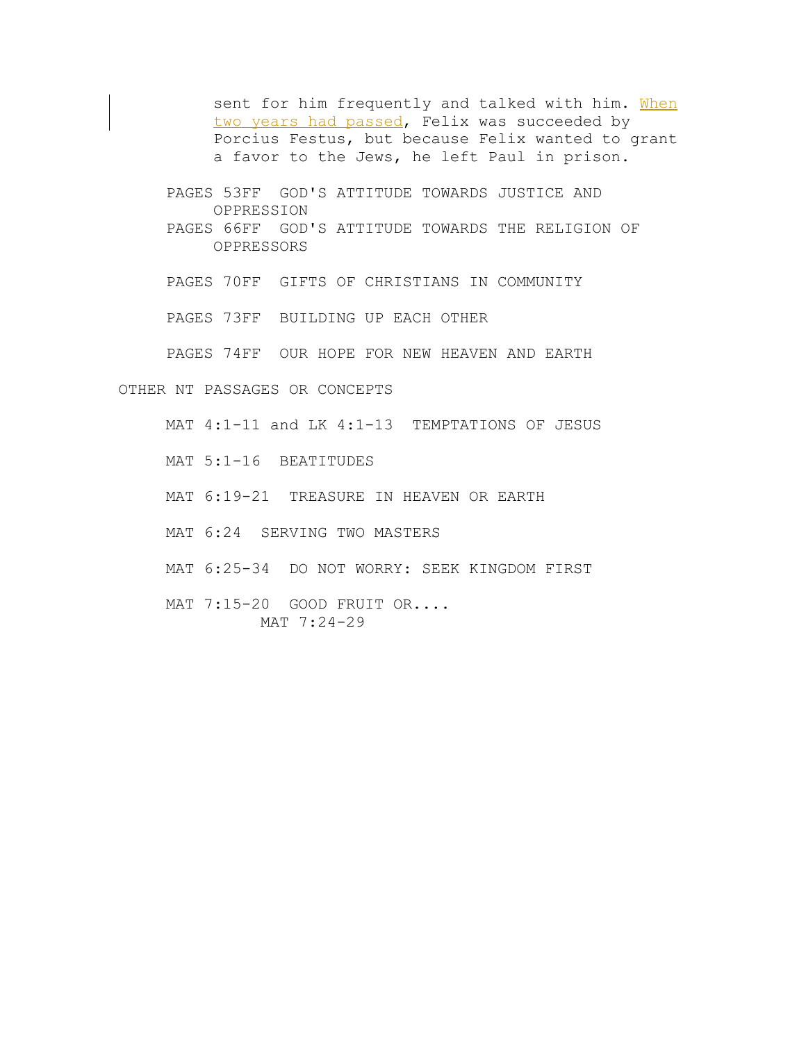sent for him frequently and talked with him. When two years had passed, Felix was succeeded by Porcius Festus, but because Felix wanted to grant a favor to the Jews, he left Paul in prison.

PAGES 53FF GOD'S ATTITUDE TOWARDS JUSTICE AND OPPRESSION

PAGES 66FF GOD'S ATTITUDE TOWARDS THE RELIGION OF OPPRESSORS

PAGES 70FF GIFTS OF CHRISTIANS IN COMMUNITY

PAGES 73FF BUILDING UP EACH OTHER

PAGES 74FF OUR HOPE FOR NEW HEAVEN AND EARTH

OTHER NT PASSAGES OR CONCEPTS

MAT 4:1-11 and LK 4:1-13 TEMPTATIONS OF JESUS

MAT 5:1-16 BEATITUDES

MAT 6:19-21 TREASURE IN HEAVEN OR EARTH

MAT 6:24 SERVING TWO MASTERS

MAT 6:25-34 DO NOT WORRY: SEEK KINGDOM FIRST

MAT 7:15-20 GOOD FRUIT OR....
MAT 7:24-29